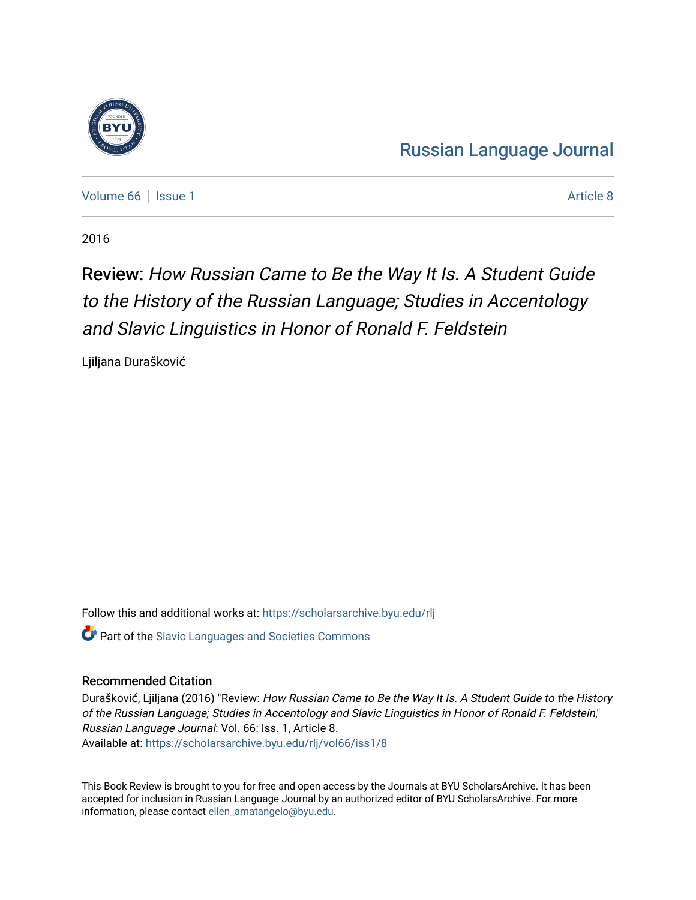Russian Language Journal

Volume 66 | Issue 1 | Article 8

2016

# Review: *How Russian Came to Be the Way It Is. A Student Guide to the History of the Russian Language; Studies in Accentology and Slavic Linguistics in Honor of Ronald F. Feldstein*

Ljiljana Durašković

Follow this and additional works at: https://scholarsarchive.byu.edu/rlj

Part of the Slavic Languages and Societies Commons

## Recommended Citation

Durašković, Ljiljana (2016) "Review: *How Russian Came to Be the Way It Is. A Student Guide to the History of the Russian Language; Studies in Accentology and Slavic Linguistics in Honor of Ronald F. Feldstein*," *Russian Language Journal*: Vol. 66: Iss. 1, Article 8.
Available at: https://scholarsarchive.byu.edu/rlj/vol66/iss1/8

This Book Review is brought to you for free and open access by the Journals at BYU ScholarsArchive. It has been accepted for inclusion in Russian Language Journal by an authorized editor of BYU ScholarsArchive. For more information, please contact ellen_amatangelo@byu.edu.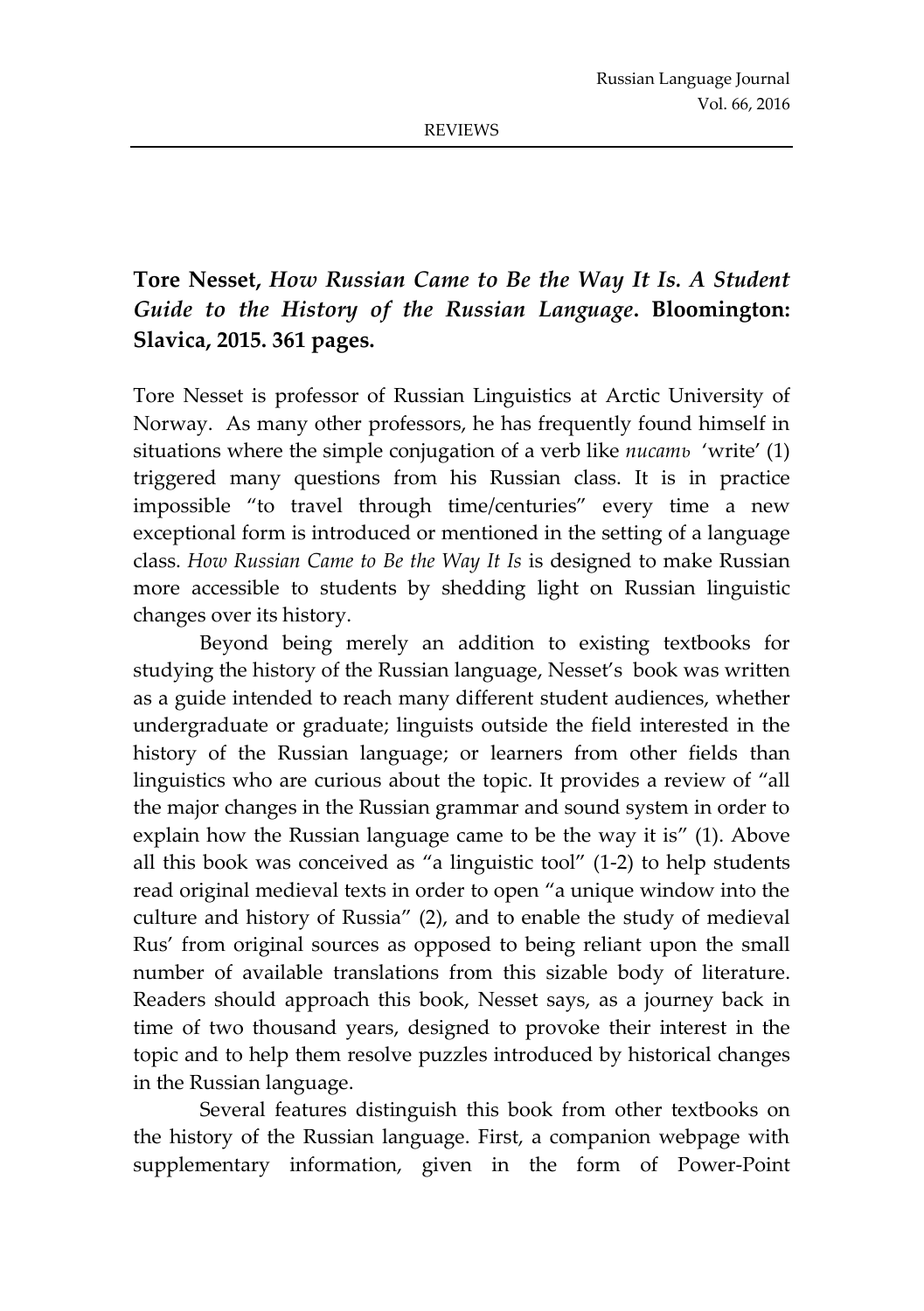**Tore Nesset, *How Russian Came to Be the Way It Is. A Student Guide to the History of the Russian Language*. Bloomington: Slavica, 2015. 361 pages.**

Tore Nesset is professor of Russian Linguistics at Arctic University of Norway. As many other professors, he has frequently found himself in situations where the simple conjugation of a verb like *писать* 'write' (1) triggered many questions from his Russian class. It is in practice impossible "to travel through time/centuries" every time a new exceptional form is introduced or mentioned in the setting of a language class. *How Russian Came to Be the Way It Is* is designed to make Russian more accessible to students by shedding light on Russian linguistic changes over its history.

Beyond being merely an addition to existing textbooks for studying the history of the Russian language, Nesset's book was written as a guide intended to reach many different student audiences, whether undergraduate or graduate; linguists outside the field interested in the history of the Russian language; or learners from other fields than linguistics who are curious about the topic. It provides a review of "all the major changes in the Russian grammar and sound system in order to explain how the Russian language came to be the way it is" (1). Above all this book was conceived as "a linguistic tool" (1-2) to help students read original medieval texts in order to open "a unique window into the culture and history of Russia" (2), and to enable the study of medieval Rus' from original sources as opposed to being reliant upon the small number of available translations from this sizable body of literature. Readers should approach this book, Nesset says, as a journey back in time of two thousand years, designed to provoke their interest in the topic and to help them resolve puzzles introduced by historical changes in the Russian language.

Several features distinguish this book from other textbooks on the history of the Russian language. First, a companion webpage with supplementary information, given in the form of Power-Point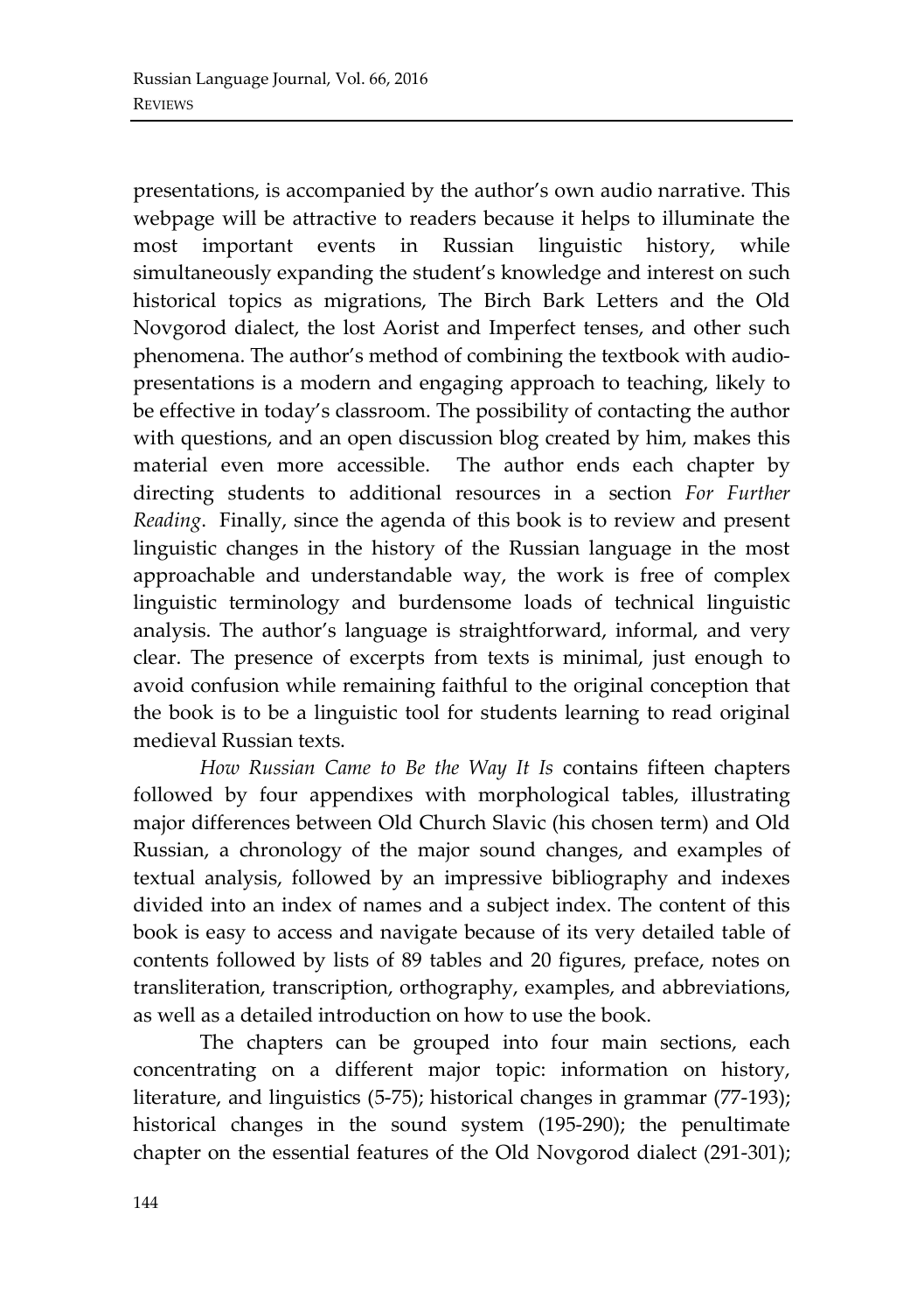presentations, is accompanied by the author's own audio narrative. This webpage will be attractive to readers because it helps to illuminate the most important events in Russian linguistic history, while simultaneously expanding the student's knowledge and interest on such historical topics as migrations, The Birch Bark Letters and the Old Novgorod dialect, the lost Aorist and Imperfect tenses, and other such phenomena. The author's method of combining the textbook with audio-presentations is a modern and engaging approach to teaching, likely to be effective in today's classroom. The possibility of contacting the author with questions, and an open discussion blog created by him, makes this material even more accessible. The author ends each chapter by directing students to additional resources in a section *For Further Reading*. Finally, since the agenda of this book is to review and present linguistic changes in the history of the Russian language in the most approachable and understandable way, the work is free of complex linguistic terminology and burdensome loads of technical linguistic analysis. The author's language is straightforward, informal, and very clear. The presence of excerpts from texts is minimal, just enough to avoid confusion while remaining faithful to the original conception that the book is to be a linguistic tool for students learning to read original medieval Russian texts.

*How Russian Came to Be the Way It Is* contains fifteen chapters followed by four appendixes with morphological tables, illustrating major differences between Old Church Slavic (his chosen term) and Old Russian, a chronology of the major sound changes, and examples of textual analysis, followed by an impressive bibliography and indexes divided into an index of names and a subject index. The content of this book is easy to access and navigate because of its very detailed table of contents followed by lists of 89 tables and 20 figures, preface, notes on transliteration, transcription, orthography, examples, and abbreviations, as well as a detailed introduction on how to use the book.

The chapters can be grouped into four main sections, each concentrating on a different major topic: information on history, literature, and linguistics (5-75); historical changes in grammar (77-193); historical changes in the sound system (195-290); the penultimate chapter on the essential features of the Old Novgorod dialect (291-301);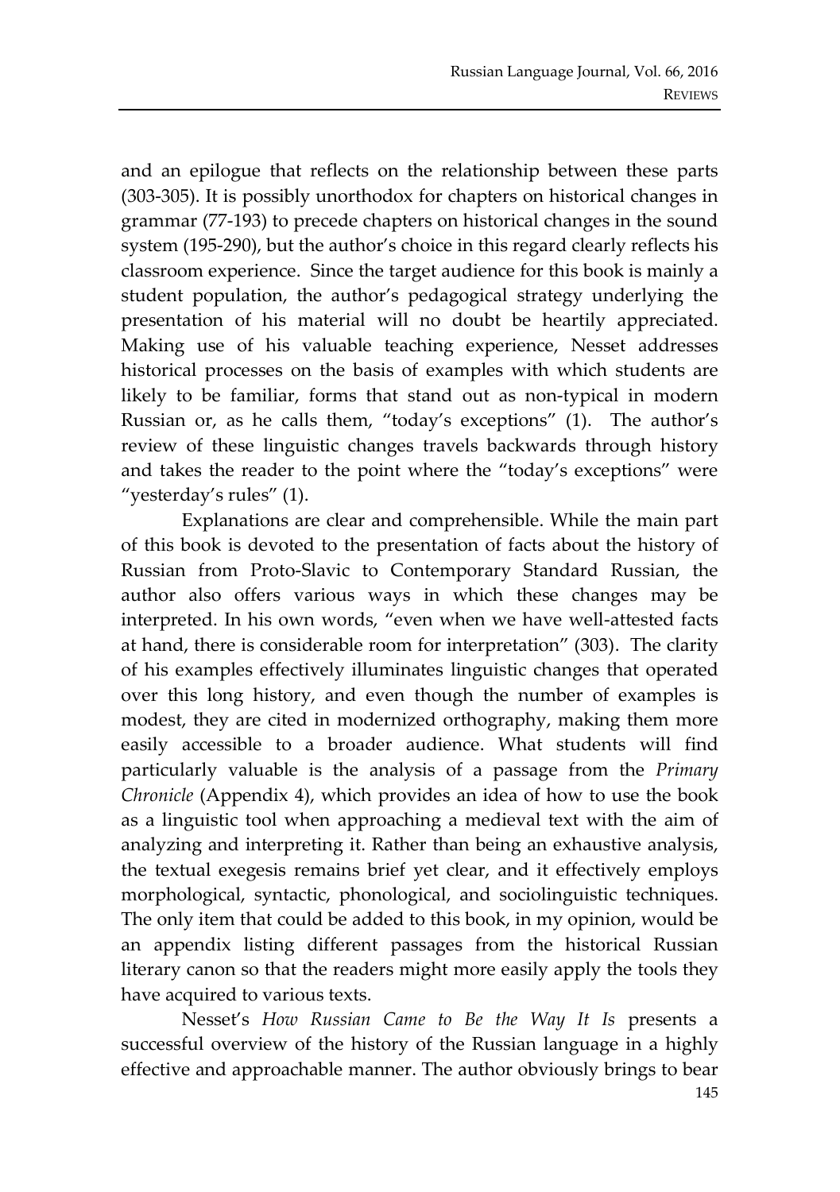and an epilogue that reflects on the relationship between these parts (303-305). It is possibly unorthodox for chapters on historical changes in grammar (77-193) to precede chapters on historical changes in the sound system (195-290), but the author's choice in this regard clearly reflects his classroom experience. Since the target audience for this book is mainly a student population, the author's pedagogical strategy underlying the presentation of his material will no doubt be heartily appreciated. Making use of his valuable teaching experience, Nesset addresses historical processes on the basis of examples with which students are likely to be familiar, forms that stand out as non-typical in modern Russian or, as he calls them, "today's exceptions" (1). The author's review of these linguistic changes travels backwards through history and takes the reader to the point where the "today's exceptions" were "yesterday's rules" (1).

Explanations are clear and comprehensible. While the main part of this book is devoted to the presentation of facts about the history of Russian from Proto-Slavic to Contemporary Standard Russian, the author also offers various ways in which these changes may be interpreted. In his own words, "even when we have well-attested facts at hand, there is considerable room for interpretation" (303). The clarity of his examples effectively illuminates linguistic changes that operated over this long history, and even though the number of examples is modest, they are cited in modernized orthography, making them more easily accessible to a broader audience. What students will find particularly valuable is the analysis of a passage from the *Primary Chronicle* (Appendix 4), which provides an idea of how to use the book as a linguistic tool when approaching a medieval text with the aim of analyzing and interpreting it. Rather than being an exhaustive analysis, the textual exegesis remains brief yet clear, and it effectively employs morphological, syntactic, phonological, and sociolinguistic techniques. The only item that could be added to this book, in my opinion, would be an appendix listing different passages from the historical Russian literary canon so that the readers might more easily apply the tools they have acquired to various texts.

Nesset's *How Russian Came to Be the Way It Is* presents a successful overview of the history of the Russian language in a highly effective and approachable manner. The author obviously brings to bear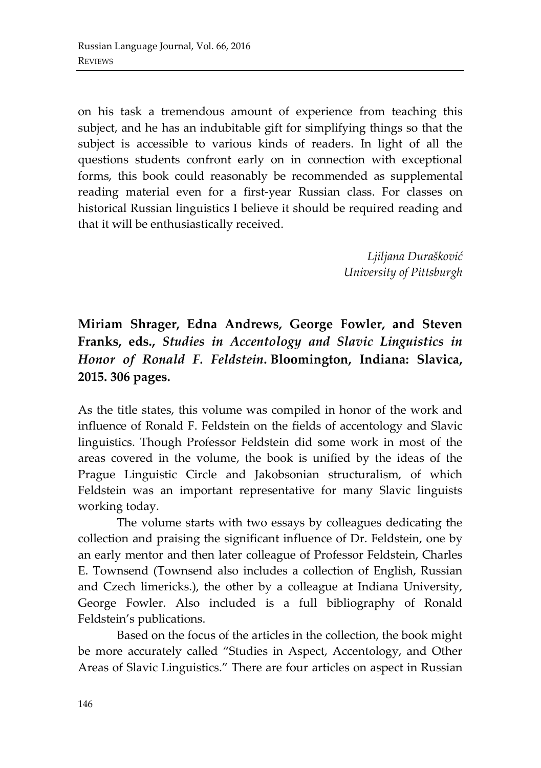on his task a tremendous amount of experience from teaching this subject, and he has an indubitable gift for simplifying things so that the subject is accessible to various kinds of readers. In light of all the questions students confront early on in connection with exceptional forms, this book could reasonably be recommended as supplemental reading material even for a first-year Russian class. For classes on historical Russian linguistics I believe it should be required reading and that it will be enthusiastically received.

*Ljiljana Durašković*
*University of Pittsburgh*

**Miriam Shrager, Edna Andrews, George Fowler, and Steven Franks, eds., *Studies in Accentology and Slavic Linguistics in Honor of Ronald F. Feldstein*. Bloomington, Indiana: Slavica, 2015. 306 pages.**

As the title states, this volume was compiled in honor of the work and influence of Ronald F. Feldstein on the fields of accentology and Slavic linguistics. Though Professor Feldstein did some work in most of the areas covered in the volume, the book is unified by the ideas of the Prague Linguistic Circle and Jakobsonian structuralism, of which Feldstein was an important representative for many Slavic linguists working today.

The volume starts with two essays by colleagues dedicating the collection and praising the significant influence of Dr. Feldstein, one by an early mentor and then later colleague of Professor Feldstein, Charles E. Townsend (Townsend also includes a collection of English, Russian and Czech limericks.), the other by a colleague at Indiana University, George Fowler. Also included is a full bibliography of Ronald Feldstein's publications.

Based on the focus of the articles in the collection, the book might be more accurately called "Studies in Aspect, Accentology, and Other Areas of Slavic Linguistics." There are four articles on aspect in Russian